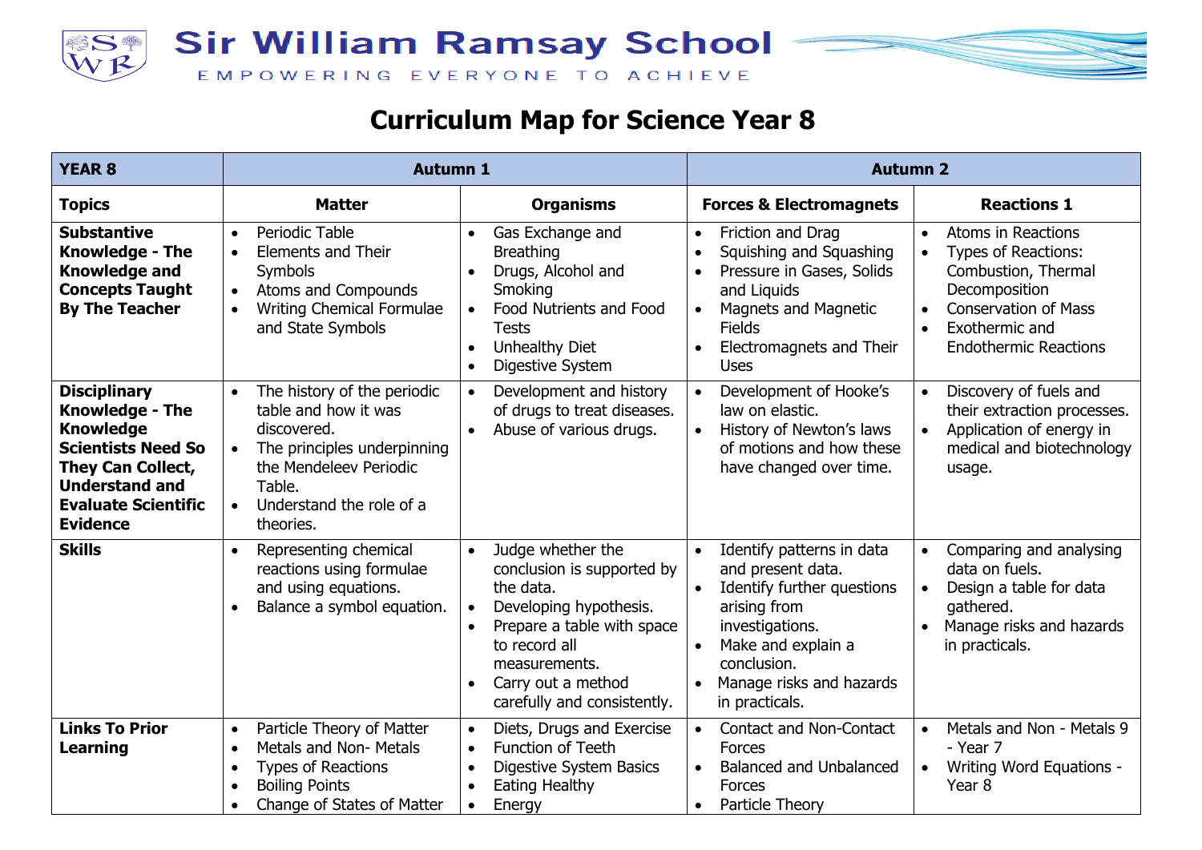# Sir William Ramsay School

EMPOWERING EVERYONE TO ACHIEVE

## Curriculum Map for Science Year 8

| YEAR 8 | Autumn 1 | | Autumn 2 | |
|---|---|---|---|---|
| **Topics** | **Matter** | **Organisms** | **Forces & Electromagnets** | **Reactions 1** |
| **Substantive Knowledge - The Knowledge and Concepts Taught By The Teacher** | • Periodic Table<br>• Elements and Their Symbols<br>• Atoms and Compounds<br>• Writing Chemical Formulae and State Symbols | • Gas Exchange and Breathing<br>• Drugs, Alcohol and Smoking<br>• Food Nutrients and Food Tests<br>• Unhealthy Diet<br>• Digestive System | • Friction and Drag<br>• Squishing and Squashing<br>• Pressure in Gases, Solids and Liquids<br>• Magnets and Magnetic Fields<br>• Electromagnets and Their Uses | • Atoms in Reactions<br>• Types of Reactions: Combustion, Thermal Decomposition<br>• Conservation of Mass<br>• Exothermic and Endothermic Reactions |
| **Disciplinary Knowledge - The Knowledge Scientists Need So They Can Collect, Understand and Evaluate Scientific Evidence** | • The history of the periodic table and how it was discovered.<br>• The principles underpinning the Mendeleev Periodic Table.<br>• Understand the role of a theories. | • Development and history of drugs to treat diseases.<br>• Abuse of various drugs. | • Development of Hooke's law on elastic.<br>• History of Newton's laws of motions and how these have changed over time. | • Discovery of fuels and their extraction processes.<br>• Application of energy in medical and biotechnology usage. |
| **Skills** | • Representing chemical reactions using formulae and using equations.<br>• Balance a symbol equation. | • Judge whether the conclusion is supported by the data.<br>• Developing hypothesis.<br>• Prepare a table with space to record all measurements.<br>• Carry out a method carefully and consistently. | • Identify patterns in data and present data.<br>• Identify further questions arising from investigations.<br>• Make and explain a conclusion.<br>• Manage risks and hazards in practicals. | • Comparing and analysing data on fuels.<br>• Design a table for data gathered.<br>• Manage risks and hazards in practicals. |
| **Links To Prior Learning** | • Particle Theory of Matter<br>• Metals and Non- Metals<br>• Types of Reactions<br>• Boiling Points<br>• Change of States of Matter | • Diets, Drugs and Exercise<br>• Function of Teeth<br>• Digestive System Basics<br>• Eating Healthy<br>• Energy | • Contact and Non-Contact Forces<br>• Balanced and Unbalanced Forces<br>• Particle Theory | • Metals and Non - Metals 9 - Year 7<br>• Writing Word Equations - Year 8 |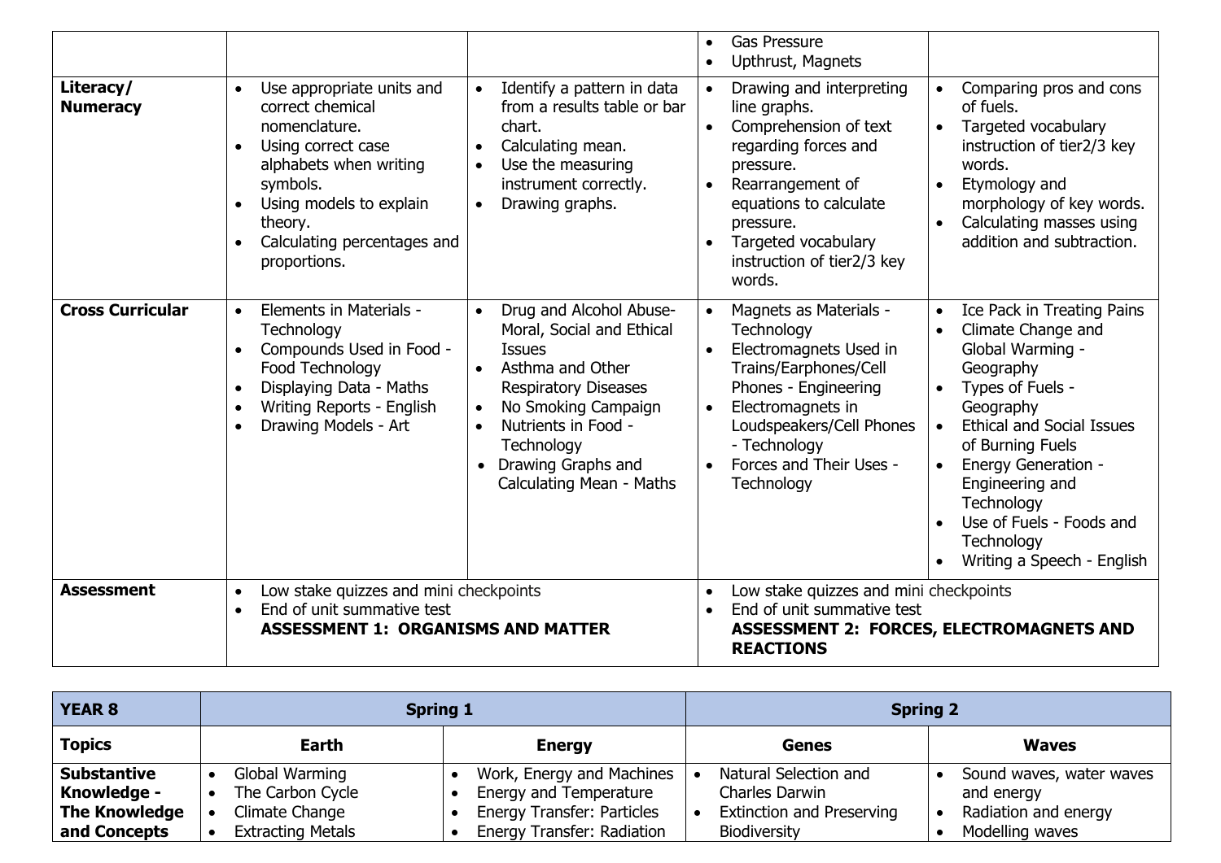| | | | | |
|---|---|---|---|---|
| | | | • Gas Pressure<br>• Upthrust, Magnets | |
| **Literacy/ Numeracy** | • Use appropriate units and correct chemical nomenclature.<br>• Using correct case alphabets when writing symbols.<br>• Using models to explain theory.<br>• Calculating percentages and proportions. | • Identify a pattern in data from a results table or bar chart.<br>• Calculating mean.<br>• Use the measuring instrument correctly.<br>• Drawing graphs. | • Drawing and interpreting line graphs.<br>• Comprehension of text regarding forces and pressure.<br>• Rearrangement of equations to calculate pressure.<br>• Targeted vocabulary instruction of tier2/3 key words. | • Comparing pros and cons of fuels.<br>• Targeted vocabulary instruction of tier2/3 key words.<br>• Etymology and morphology of key words.<br>• Calculating masses using addition and subtraction. |
| **Cross Curricular** | • Elements in Materials - Technology<br>• Compounds Used in Food - Food Technology<br>• Displaying Data - Maths<br>• Writing Reports - English<br>• Drawing Models - Art | • Drug and Alcohol Abuse- Moral, Social and Ethical Issues<br>• Asthma and Other Respiratory Diseases<br>• No Smoking Campaign<br>• Nutrients in Food - Technology<br>• Drawing Graphs and Calculating Mean - Maths | • Magnets as Materials - Technology<br>• Electromagnets Used in Trains/Earphones/Cell Phones - Engineering<br>• Electromagnets in Loudspeakers/Cell Phones - Technology<br>• Forces and Their Uses - Technology | • Ice Pack in Treating Pains<br>• Climate Change and Global Warming - Geography<br>• Types of Fuels - Geography<br>• Ethical and Social Issues of Burning Fuels<br>• Energy Generation - Engineering and Technology<br>• Use of Fuels - Foods and Technology<br>• Writing a Speech - English |
| **Assessment** | • Low stake quizzes and mini checkpoints<br>• End of unit summative test<br>**ASSESSMENT 1: ORGANISMS AND MATTER** | | • Low stake quizzes and mini checkpoints<br>• End of unit summative test<br>**ASSESSMENT 2: FORCES, ELECTROMAGNETS AND REACTIONS** | |

| **YEAR 8** | **Spring 1** | | **Spring 2** | |
|---|---|---|---|---|
| **Topics** | **Earth** | **Energy** | **Genes** | **Waves** |
| **Substantive Knowledge - The Knowledge and Concepts** | • Global Warming<br>• The Carbon Cycle<br>• Climate Change<br>• Extracting Metals | • Work, Energy and Machines<br>• Energy and Temperature<br>• Energy Transfer: Particles<br>• Energy Transfer: Radiation | • Natural Selection and Charles Darwin<br>• Extinction and Preserving Biodiversity | • Sound waves, water waves and energy<br>• Radiation and energy<br>• Modelling waves |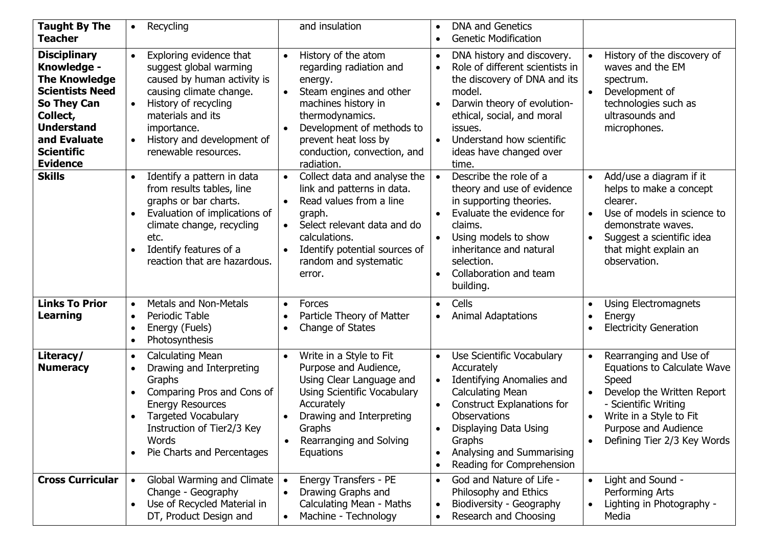| Taught By The Teacher | • Recycling | and insulation | • DNA and Genetics<br>• Genetic Modification | |
|---|---|---|---|---|
| **Disciplinary Knowledge - The Knowledge Scientists Need So They Can Collect, Understand and Evaluate Scientific Evidence** | • Exploring evidence that suggest global warming caused by human activity is causing climate change.<br>• History of recycling materials and its importance.<br>• History and development of renewable resources. | • History of the atom regarding radiation and energy.<br>• Steam engines and other machines history in thermodynamics.<br>• Development of methods to prevent heat loss by conduction, convection, and radiation. | • DNA history and discovery.<br>• Role of different scientists in the discovery of DNA and its model.<br>• Darwin theory of evolution- ethical, social, and moral issues.<br>• Understand how scientific ideas have changed over time. | • History of the discovery of waves and the EM spectrum.<br>• Development of technologies such as ultrasounds and microphones. |
| **Skills** | • Identify a pattern in data from results tables, line graphs or bar charts.<br>• Evaluation of implications of climate change, recycling etc.<br>• Identify features of a reaction that are hazardous. | • Collect data and analyse the link and patterns in data.<br>• Read values from a line graph.<br>• Select relevant data and do calculations.<br>• Identify potential sources of random and systematic error. | • Describe the role of a theory and use of evidence in supporting theories.<br>• Evaluate the evidence for claims.<br>• Using models to show inheritance and natural selection.<br>• Collaboration and team building. | • Add/use a diagram if it helps to make a concept clearer.<br>• Use of models in science to demonstrate waves.<br>• Suggest a scientific idea that might explain an observation. |
| **Links To Prior Learning** | • Metals and Non-Metals<br>• Periodic Table<br>• Energy (Fuels)<br>• Photosynthesis | • Forces<br>• Particle Theory of Matter<br>• Change of States | • Cells<br>• Animal Adaptations | • Using Electromagnets<br>• Energy<br>• Electricity Generation |
| **Literacy/ Numeracy** | • Calculating Mean<br>• Drawing and Interpreting Graphs<br>• Comparing Pros and Cons of Energy Resources<br>• Targeted Vocabulary Instruction of Tier2/3 Key Words<br>• Pie Charts and Percentages | • Write in a Style to Fit Purpose and Audience, Using Clear Language and Using Scientific Vocabulary Accurately<br>• Drawing and Interpreting Graphs<br>• Rearranging and Solving Equations | • Use Scientific Vocabulary Accurately<br>• Identifying Anomalies and Calculating Mean<br>• Construct Explanations for Observations<br>• Displaying Data Using Graphs<br>• Analysing and Summarising<br>• Reading for Comprehension | • Rearranging and Use of Equations to Calculate Wave Speed<br>• Develop the Written Report - Scientific Writing<br>• Write in a Style to Fit Purpose and Audience<br>• Defining Tier 2/3 Key Words |
| **Cross Curricular** | • Global Warming and Climate Change - Geography<br>• Use of Recycled Material in DT, Product Design and | • Energy Transfers - PE<br>• Drawing Graphs and Calculating Mean - Maths<br>• Machine - Technology | • God and Nature of Life - Philosophy and Ethics<br>• Biodiversity - Geography<br>• Research and Choosing | • Light and Sound - Performing Arts<br>• Lighting in Photography - Media |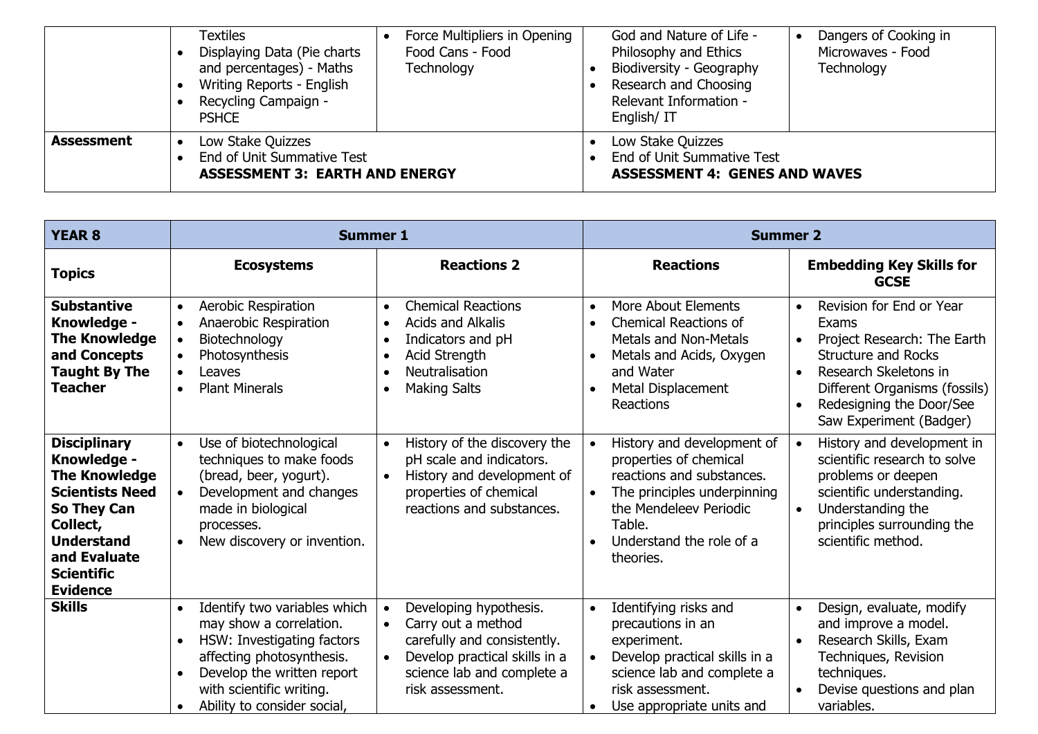| | | | | |
|---|---|---|---|---|
| | Textiles<br>• Displaying Data (Pie charts and percentages) - Maths<br>• Writing Reports - English<br>• Recycling Campaign - PSHCE | • Force Multipliers in Opening Food Cans - Food Technology | God and Nature of Life - Philosophy and Ethics<br>• Biodiversity - Geography<br>• Research and Choosing Relevant Information - English/ IT | • Dangers of Cooking in Microwaves - Food Technology |
| **Assessment** | • Low Stake Quizzes<br>• End of Unit Summative Test<br>**ASSESSMENT 3: EARTH AND ENERGY** | | • Low Stake Quizzes<br>• End of Unit Summative Test<br>**ASSESSMENT 4: GENES AND WAVES** | |

| **YEAR 8** | **Summer 1** | | **Summer 2** | |
|---|---|---|---|---|
| **Topics** | **Ecosystems** | **Reactions 2** | **Reactions** | **Embedding Key Skills for GCSE** |
| **Substantive Knowledge - The Knowledge and Concepts Taught By The Teacher** | • Aerobic Respiration<br>• Anaerobic Respiration<br>• Biotechnology<br>• Photosynthesis<br>• Leaves<br>• Plant Minerals | • Chemical Reactions<br>• Acids and Alkalis<br>• Indicators and pH<br>• Acid Strength<br>• Neutralisation<br>• Making Salts | • More About Elements<br>• Chemical Reactions of Metals and Non-Metals<br>• Metals and Acids, Oxygen and Water<br>• Metal Displacement Reactions | • Revision for End or Year Exams<br>• Project Research: The Earth Structure and Rocks<br>• Research Skeletons in Different Organisms (fossils)<br>• Redesigning the Door/See Saw Experiment (Badger) |
| **Disciplinary Knowledge - The Knowledge Scientists Need So They Can Collect, Understand and Evaluate Scientific Evidence** | • Use of biotechnological techniques to make foods (bread, beer, yogurt).<br>• Development and changes made in biological processes.<br>• New discovery or invention. | • History of the discovery the pH scale and indicators.<br>• History and development of properties of chemical reactions and substances. | • History and development of properties of chemical reactions and substances.<br>• The principles underpinning the Mendeleev Periodic Table.<br>• Understand the role of a theories. | • History and development in scientific research to solve problems or deepen scientific understanding.<br>• Understanding the principles surrounding the scientific method. |
| **Skills** | • Identify two variables which may show a correlation.<br>• HSW: Investigating factors affecting photosynthesis.<br>• Develop the written report with scientific writing.<br>• Ability to consider social, | • Developing hypothesis.<br>• Carry out a method carefully and consistently.<br>• Develop practical skills in a science lab and complete a risk assessment. | • Identifying risks and precautions in an experiment.<br>• Develop practical skills in a science lab and complete a risk assessment.<br>• Use appropriate units and | • Design, evaluate, modify and improve a model.<br>• Research Skills, Exam Techniques, Revision techniques.<br>• Devise questions and plan variables. |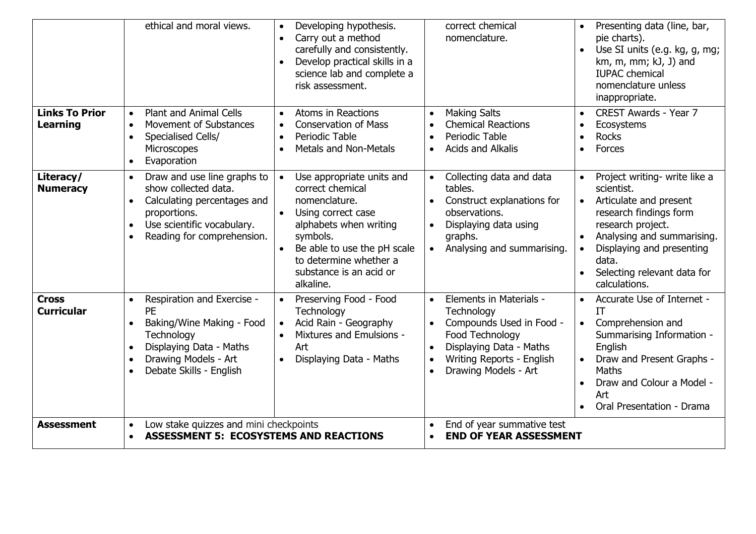| | | | | |
|---|---|---|---|---|
| | ethical and moral views. | • Developing hypothesis.<br>• Carry out a method carefully and consistently.<br>• Develop practical skills in a science lab and complete a risk assessment. | correct chemical nomenclature. | • Presenting data (line, bar, pie charts).<br>• Use SI units (e.g. kg, g, mg; km, m, mm; kJ, J) and IUPAC chemical nomenclature unless inappropriate. |
| **Links To Prior Learning** | • Plant and Animal Cells<br>• Movement of Substances<br>• Specialised Cells/ Microscopes<br>• Evaporation | • Atoms in Reactions<br>• Conservation of Mass<br>• Periodic Table<br>• Metals and Non-Metals | • Making Salts<br>• Chemical Reactions<br>• Periodic Table<br>• Acids and Alkalis | • CREST Awards - Year 7<br>• Ecosystems<br>• Rocks<br>• Forces |
| **Literacy/ Numeracy** | • Draw and use line graphs to show collected data.<br>• Calculating percentages and proportions.<br>• Use scientific vocabulary.<br>• Reading for comprehension. | • Use appropriate units and correct chemical nomenclature.<br>• Using correct case alphabets when writing symbols.<br>• Be able to use the pH scale to determine whether a substance is an acid or alkaline. | • Collecting data and data tables.<br>• Construct explanations for observations.<br>• Displaying data using graphs.<br>• Analysing and summarising. | • Project writing- write like a scientist.<br>• Articulate and present research findings form research project.<br>• Analysing and summarising.<br>• Displaying and presenting data.<br>• Selecting relevant data for calculations. |
| **Cross Curricular** | • Respiration and Exercise - PE<br>• Baking/Wine Making - Food Technology<br>• Displaying Data - Maths<br>• Drawing Models - Art<br>• Debate Skills - English | • Preserving Food - Food Technology<br>• Acid Rain - Geography<br>• Mixtures and Emulsions - Art<br>• Displaying Data - Maths | • Elements in Materials - Technology<br>• Compounds Used in Food - Food Technology<br>• Displaying Data - Maths<br>• Writing Reports - English<br>• Drawing Models - Art | • Accurate Use of Internet - IT<br>• Comprehension and Summarising Information - English<br>• Draw and Present Graphs - Maths<br>• Draw and Colour a Model - Art<br>• Oral Presentation - Drama |
| **Assessment** | • Low stake quizzes and mini checkpoints<br>• **ASSESSMENT 5: ECOSYSTEMS AND REACTIONS** | | • End of year summative test<br>• **END OF YEAR ASSESSMENT** | |